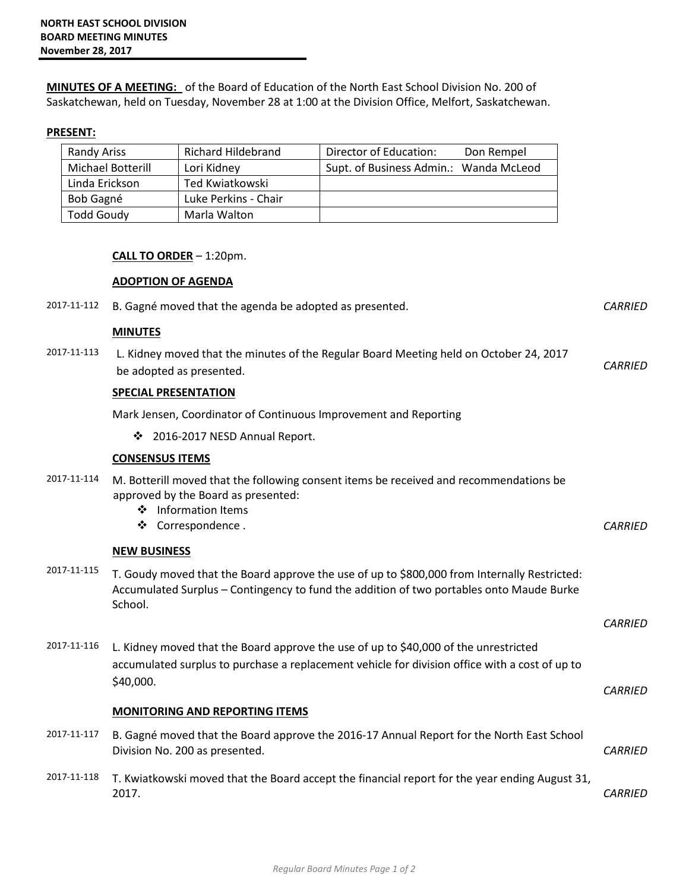**NORTH EAST SCHOOL DIVISION**
**BOARD MEETING MINUTES**
**November 28, 2017**

**MINUTES OF A MEETING:** of the Board of Education of the North East School Division No. 200 of Saskatchewan, held on Tuesday, November 28 at 1:00 at the Division Office, Melfort, Saskatchewan.

**PRESENT:**

| | | |
|---|---|---|
| Randy Ariss | Richard Hildebrand | Director of Education: Don Rempel |
| Michael Botterill | Lori Kidney | Supt. of Business Admin.: Wanda McLeod |
| Linda Erickson | Ted Kwiatkowski | |
| Bob Gagné | Luke Perkins - Chair | |
| Todd Goudy | Marla Walton | |

**CALL TO ORDER** – 1:20pm.

**ADOPTION OF AGENDA**

2017-11-112 B. Gagné moved that the agenda be adopted as presented. *CARRIED*

**MINUTES**

2017-11-113 L. Kidney moved that the minutes of the Regular Board Meeting held on October 24, 2017 be adopted as presented. *CARRIED*

**SPECIAL PRESENTATION**

Mark Jensen, Coordinator of Continuous Improvement and Reporting

- 2016-2017 NESD Annual Report.

**CONSENSUS ITEMS**

2017-11-114 M. Botterill moved that the following consent items be received and recommendations be approved by the Board as presented:

- Information Items
- Correspondence .

*CARRIED*

**NEW BUSINESS**

2017-11-115 T. Goudy moved that the Board approve the use of up to $800,000 from Internally Restricted: Accumulated Surplus – Contingency to fund the addition of two portables onto Maude Burke School. *CARRIED*

2017-11-116 L. Kidney moved that the Board approve the use of up to $40,000 of the unrestricted accumulated surplus to purchase a replacement vehicle for division office with a cost of up to $40,000. *CARRIED*

**MONITORING AND REPORTING ITEMS**

2017-11-117 B. Gagné moved that the Board approve the 2016-17 Annual Report for the North East School Division No. 200 as presented. *CARRIED*

2017-11-118 T. Kwiatkowski moved that the Board accept the financial report for the year ending August 31, 2017. *CARRIED*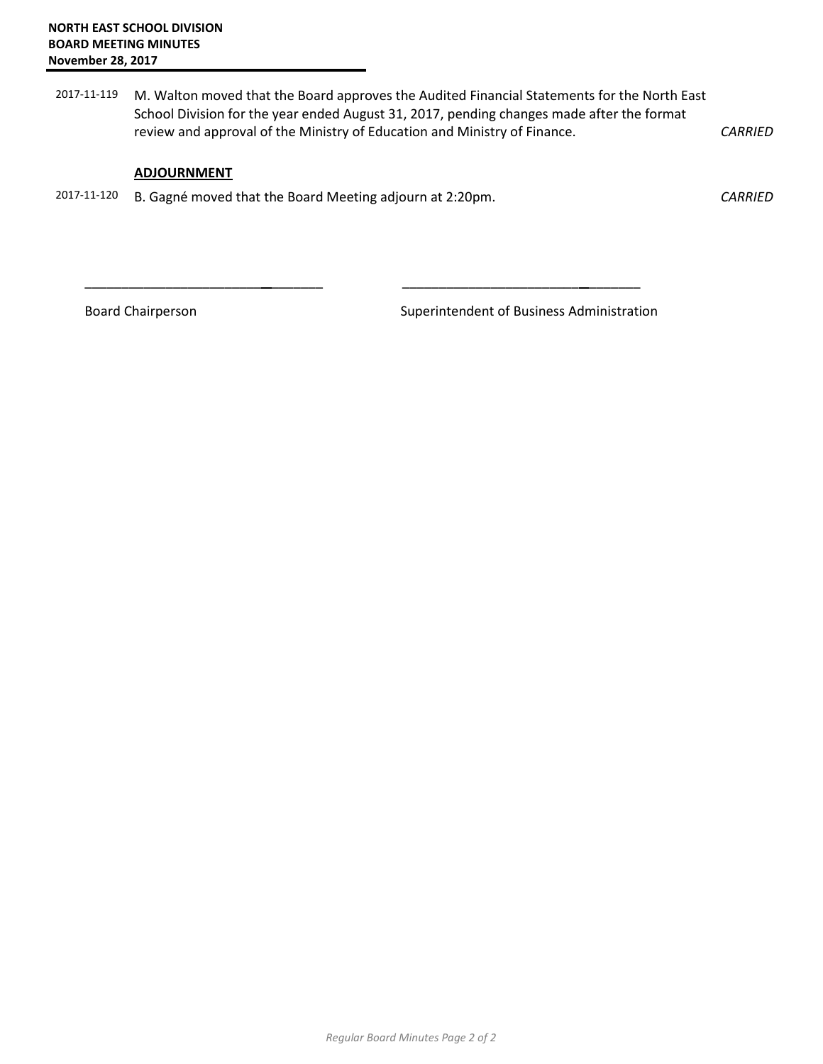2017-11-119 M. Walton moved that the Board approves the Audited Financial Statements for the North East School Division for the year ended August 31, 2017, pending changes made after the format review and approval of the Ministry of Education and Ministry of Finance. *CARRIED*

**ADJOURNMENT**

2017-11-120 B. Gagné moved that the Board Meeting adjourn at 2:20pm. *CARRIED*

\_\_\_\_\_\_\_\_\_\_\_\_\_\_\_\_\_\_\_\_\_\_\_\_\_\_\_\_\_\_ \_\_\_\_\_\_\_\_\_\_\_\_\_\_\_\_\_\_\_\_\_\_\_\_\_\_\_\_\_\_

Board Chairperson Superintendent of Business Administration